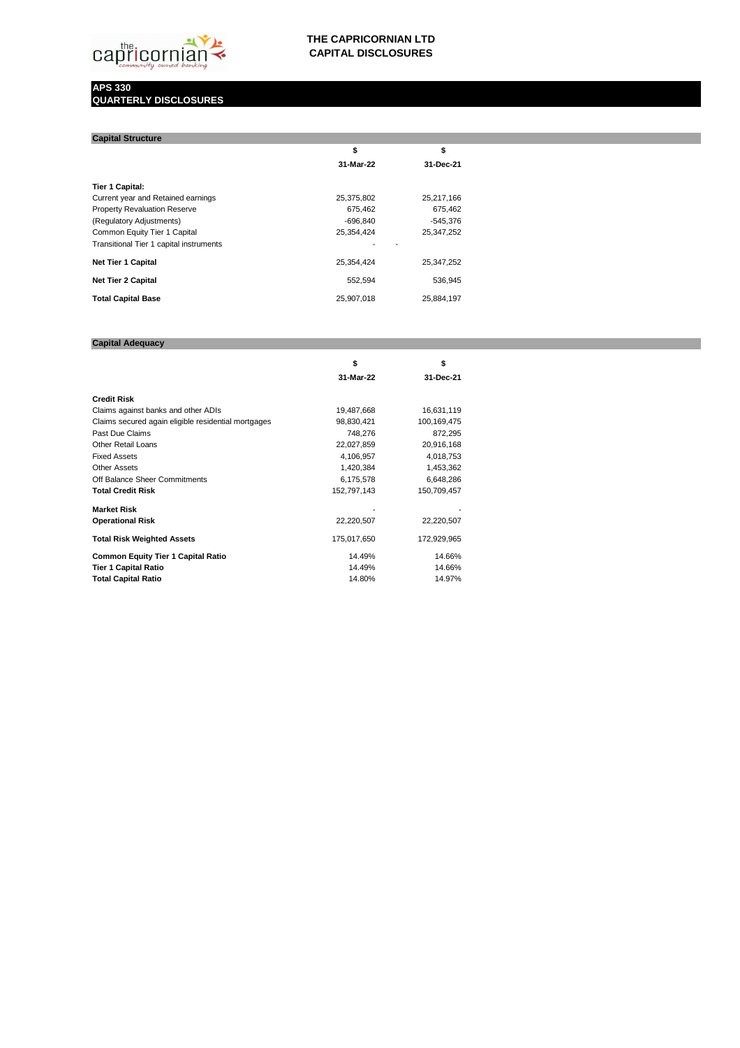# THE CAPRICORNIAN LTD
# CAPITAL DISCLOSURES

## APS 330
## QUARTERLY DISCLOSURES

### Capital Structure

| | $ | $ |
|---|---|---|
| | **31-Mar-22** | **31-Dec-21** |
| **Tier 1 Capital:** | | |
| Current year and Retained earnings | 25,375,802 | 25,217,166 |
| Property Revaluation Reserve | 675,462 | 675,462 |
| (Regulatory Adjustments) | -696,840 | -545,376 |
| Common Equity Tier 1 Capital | 25,354,424 | 25,347,252 |
| Transitional Tier 1 capital instruments | - | - |
| **Net Tier 1 Capital** | 25,354,424 | 25,347,252 |
| **Net Tier 2 Capital** | 552,594 | 536,945 |
| **Total Capital Base** | 25,907,018 | 25,884,197 |

### Capital Adequacy

| | $ | $ |
|---|---|---|
| | **31-Mar-22** | **31-Dec-21** |
| **Credit Risk** | | |
| Claims against banks and other ADIs | 19,487,668 | 16,631,119 |
| Claims secured again eligible residential mortgages | 98,830,421 | 100,169,475 |
| Past Due Claims | 748,276 | 872,295 |
| Other Retail Loans | 22,027,859 | 20,916,168 |
| Fixed Assets | 4,106,957 | 4,018,753 |
| Other Assets | 1,420,384 | 1,453,362 |
| Off Balance Sheer Commitments | 6,175,578 | 6,648,286 |
| **Total Credit Risk** | 152,797,143 | 150,709,457 |
| **Market Risk** | - | - |
| **Operational Risk** | 22,220,507 | 22,220,507 |
| **Total Risk Weighted Assets** | 175,017,650 | 172,929,965 |
| **Common Equity Tier 1 Capital Ratio** | 14.49% | 14.66% |
| **Tier 1 Capital Ratio** | 14.49% | 14.66% |
| **Total Capital Ratio** | 14.80% | 14.97% |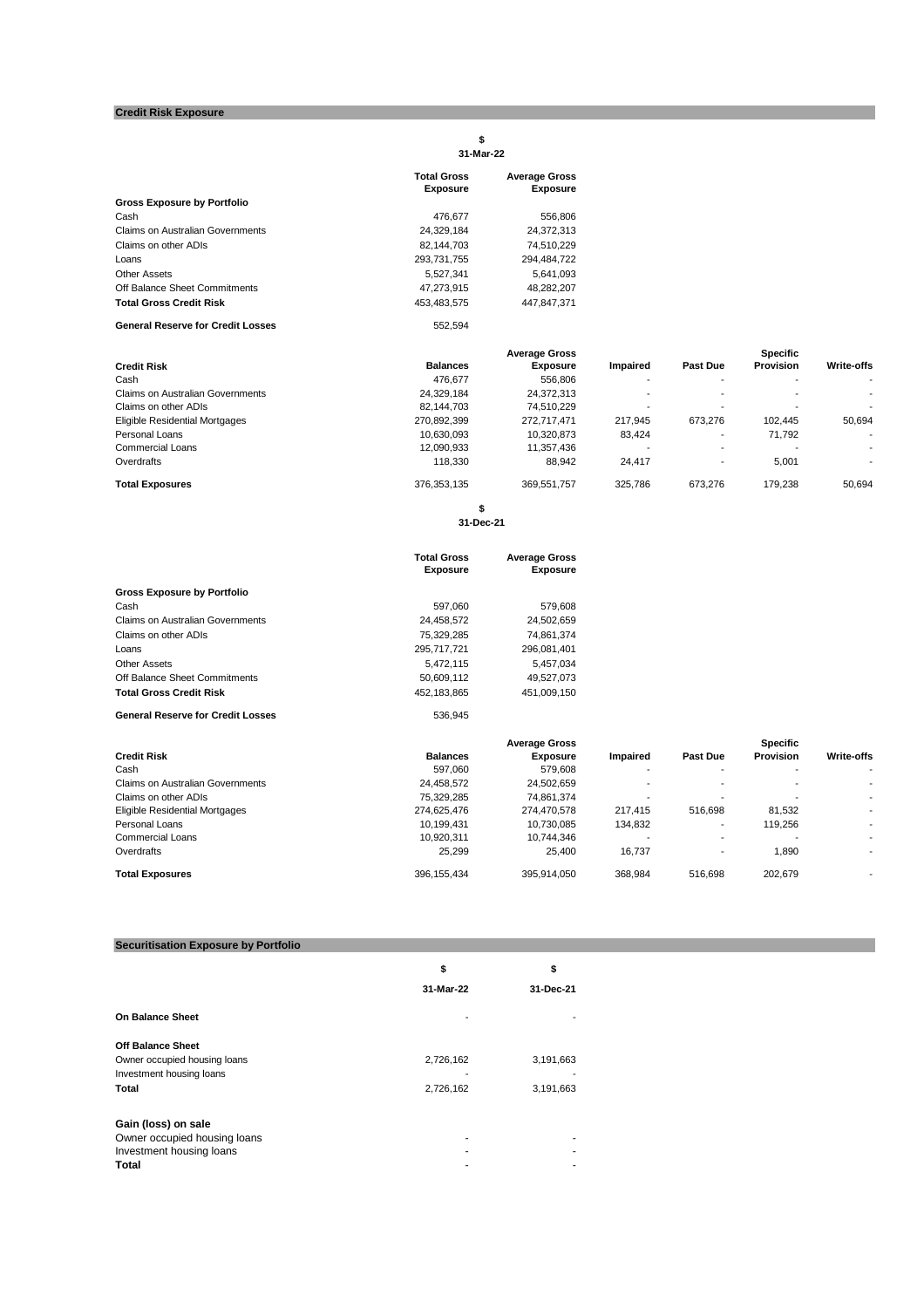## Credit Risk Exposure

$ 31-Mar-22

| | Total Gross Exposure | Average Gross Exposure |
|---|---|---|
| **Gross Exposure by Portfolio** | | |
| Cash | 476,677 | 556,806 |
| Claims on Australian Governments | 24,329,184 | 24,372,313 |
| Claims on other ADIs | 82,144,703 | 74,510,229 |
| Loans | 293,731,755 | 294,484,722 |
| Other Assets | 5,527,341 | 5,641,093 |
| Off Balance Sheet Commitments | 47,273,915 | 48,282,207 |
| **Total Gross Credit Risk** | 453,483,575 | 447,847,371 |
| **General Reserve for Credit Losses** | 552,594 | |

| Credit Risk | Balances | Average Gross Exposure | Impaired | Past Due | Specific Provision | Write-offs |
|---|---|---|---|---|---|---|
| Cash | 476,677 | 556,806 | - | - | - | - |
| Claims on Australian Governments | 24,329,184 | 24,372,313 | - | - | - | - |
| Claims on other ADIs | 82,144,703 | 74,510,229 | - | - | - | - |
| Eligible Residential Mortgages | 270,892,399 | 272,717,471 | 217,945 | 673,276 | 102,445 | 50,694 |
| Personal Loans | 10,630,093 | 10,320,873 | 83,424 | - | 71,792 | - |
| Commercial Loans | 12,090,933 | 11,357,436 | - | - | - | - |
| Overdrafts | 118,330 | 88,942 | 24,417 | - | 5,001 | - |
| **Total Exposures** | 376,353,135 | 369,551,757 | 325,786 | 673,276 | 179,238 | 50,694 |

$ 31-Dec-21

| | Total Gross Exposure | Average Gross Exposure |
|---|---|---|
| **Gross Exposure by Portfolio** | | |
| Cash | 597,060 | 579,608 |
| Claims on Australian Governments | 24,458,572 | 24,502,659 |
| Claims on other ADIs | 75,329,285 | 74,861,374 |
| Loans | 295,717,721 | 296,081,401 |
| Other Assets | 5,472,115 | 5,457,034 |
| Off Balance Sheet Commitments | 50,609,112 | 49,527,073 |
| **Total Gross Credit Risk** | 452,183,865 | 451,009,150 |
| **General Reserve for Credit Losses** | 536,945 | |

| Credit Risk | Balances | Average Gross Exposure | Impaired | Past Due | Specific Provision | Write-offs |
|---|---|---|---|---|---|---|
| Cash | 597,060 | 579,608 | - | - | - | - |
| Claims on Australian Governments | 24,458,572 | 24,502,659 | - | - | - | - |
| Claims on other ADIs | 75,329,285 | 74,861,374 | - | - | - | - |
| Eligible Residential Mortgages | 274,625,476 | 274,470,578 | 217,415 | 516,698 | 81,532 | - |
| Personal Loans | 10,199,431 | 10,730,085 | 134,832 | - | 119,256 | - |
| Commercial Loans | 10,920,311 | 10,744,346 | - | - | - | - |
| Overdrafts | 25,299 | 25,400 | 16,737 | - | 1,890 | - |
| **Total Exposures** | 396,155,434 | 395,914,050 | 368,984 | 516,698 | 202,679 | - |

## Securitisation Exposure by Portfolio

| | $ 31-Mar-22 | $ 31-Dec-21 |
|---|---|---|
| **On Balance Sheet** | - | - |
| **Off Balance Sheet** | | |
| Owner occupied housing loans | 2,726,162 | 3,191,663 |
| Investment housing loans | - | - |
| **Total** | 2,726,162 | 3,191,663 |
| **Gain (loss) on sale** | | |
| Owner occupied housing loans | - | - |
| Investment housing loans | - | - |
| **Total** | - | - |